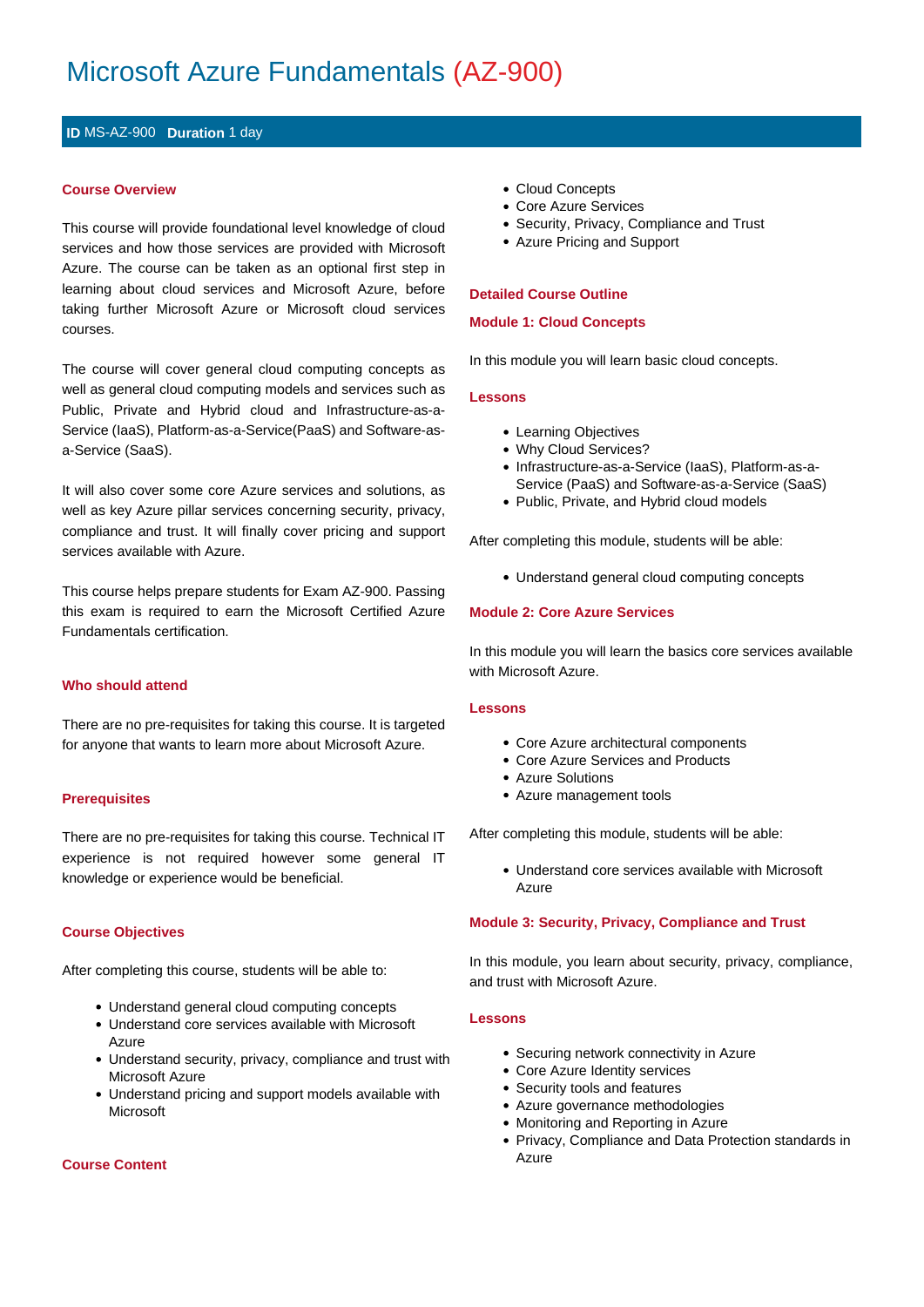# Microsoft Azure Fundamentals (AZ-900)

**ID** MS-AZ-900 **Duration** 1 day

## Course Overview

This course will provide foundational level knowledge of cloud services and how those services are provided with Microsoft Azure. The course can be taken as an optional first step in learning about cloud services and Microsoft Azure, before taking further Microsoft Azure or Microsoft cloud services courses.

The course will cover general cloud computing concepts as well as general cloud computing models and services such as Public, Private and Hybrid cloud and Infrastructure-as-a-Service (IaaS), Platform-as-a-Service(PaaS) and Software-as-a-Service (SaaS).

It will also cover some core Azure services and solutions, as well as key Azure pillar services concerning security, privacy, compliance and trust. It will finally cover pricing and support services available with Azure.

This course helps prepare students for Exam AZ-900. Passing this exam is required to earn the Microsoft Certified Azure Fundamentals certification.

## Who should attend

There are no pre-requisites for taking this course. It is targeted for anyone that wants to learn more about Microsoft Azure.

## Prerequisites

There are no pre-requisites for taking this course. Technical IT experience is not required however some general IT knowledge or experience would be beneficial.

## Course Objectives

After completing this course, students will be able to:

- Understand general cloud computing concepts
- Understand core services available with Microsoft Azure
- Understand security, privacy, compliance and trust with Microsoft Azure
- Understand pricing and support models available with Microsoft

## Course Content

- Cloud Concepts
- Core Azure Services
- Security, Privacy, Compliance and Trust
- Azure Pricing and Support

## Detailed Course Outline

### Module 1: Cloud Concepts

In this module you will learn basic cloud concepts.

#### Lessons

- Learning Objectives
- Why Cloud Services?
- Infrastructure-as-a-Service (IaaS), Platform-as-a-Service (PaaS) and Software-as-a-Service (SaaS)
- Public, Private, and Hybrid cloud models

After completing this module, students will be able:

- Understand general cloud computing concepts

### Module 2: Core Azure Services

In this module you will learn the basics core services available with Microsoft Azure.

#### Lessons

- Core Azure architectural components
- Core Azure Services and Products
- Azure Solutions
- Azure management tools

After completing this module, students will be able:

- Understand core services available with Microsoft Azure

### Module 3: Security, Privacy, Compliance and Trust

In this module, you learn about security, privacy, compliance, and trust with Microsoft Azure.

#### Lessons

- Securing network connectivity in Azure
- Core Azure Identity services
- Security tools and features
- Azure governance methodologies
- Monitoring and Reporting in Azure
- Privacy, Compliance and Data Protection standards in Azure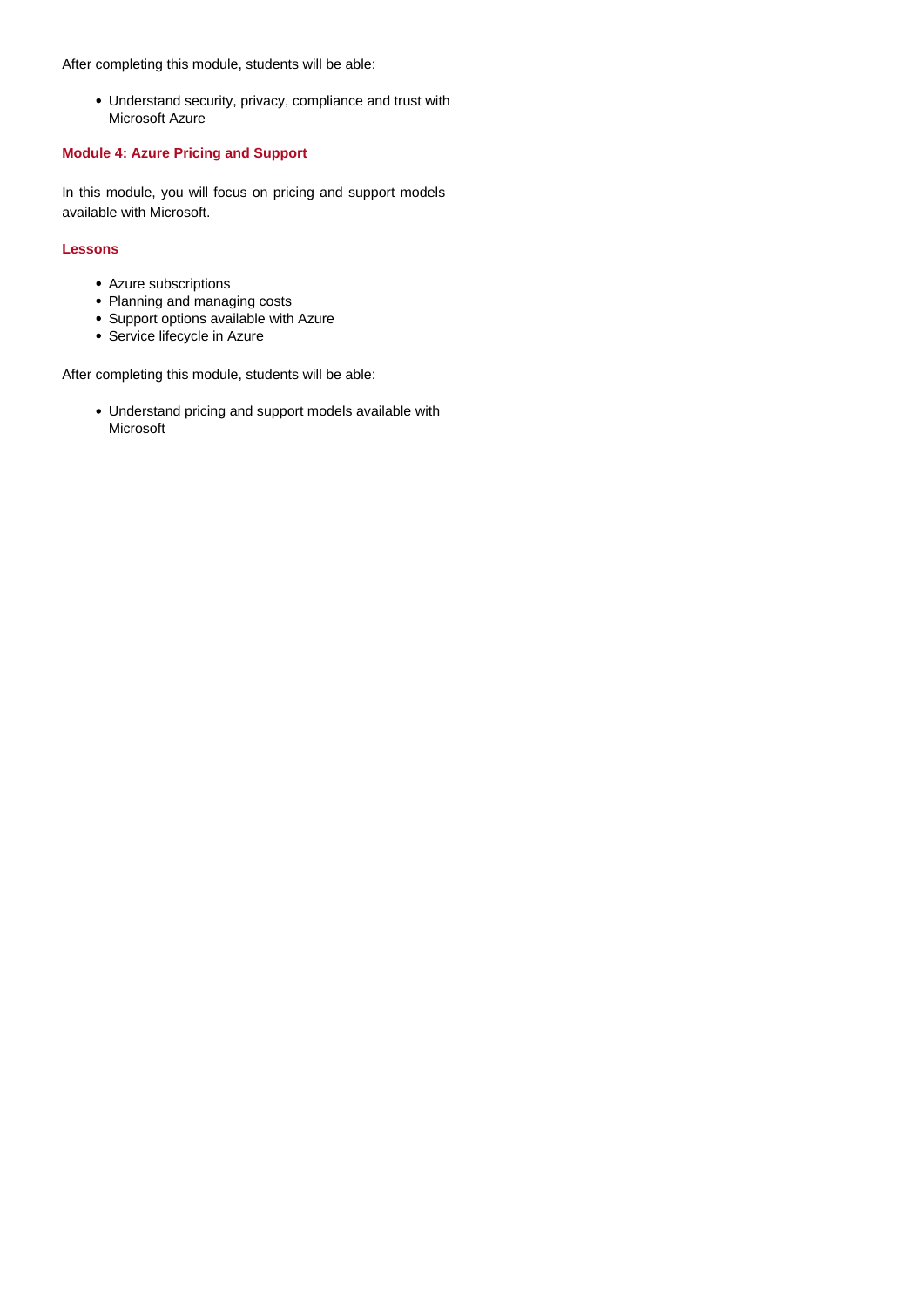After completing this module, students will be able:

- Understand security, privacy, compliance and trust with Microsoft Azure

### Module 4: Azure Pricing and Support

In this module, you will focus on pricing and support models available with Microsoft.

#### Lessons

- Azure subscriptions
- Planning and managing costs
- Support options available with Azure
- Service lifecycle in Azure

After completing this module, students will be able:

- Understand pricing and support models available with Microsoft